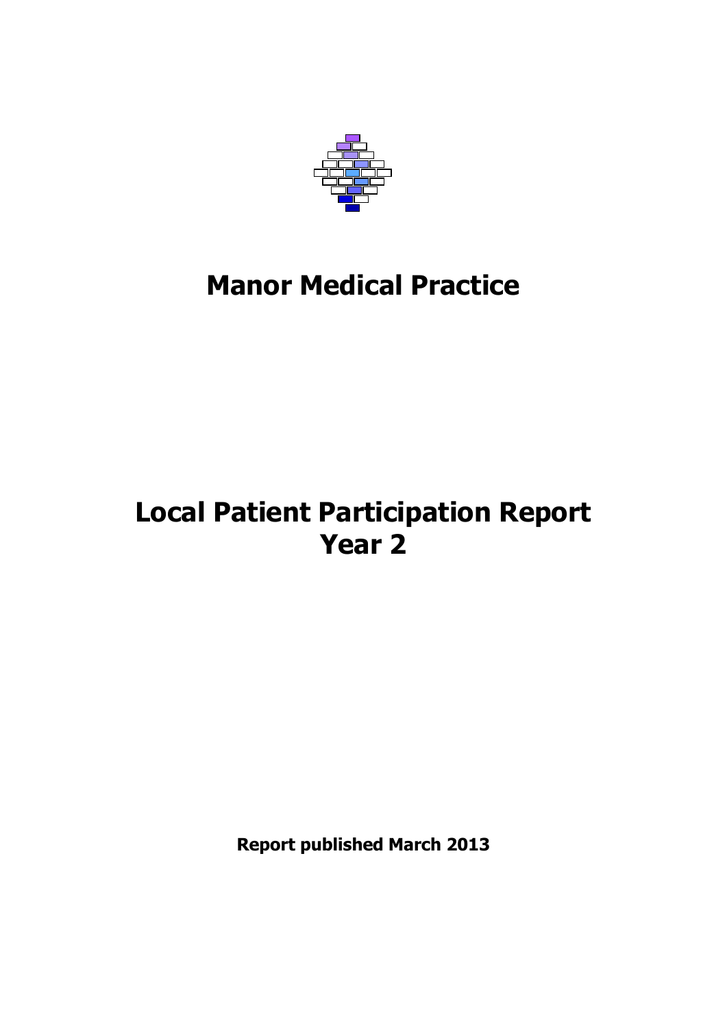# Manor Medical Practice

# Local Patient Participation Report
# Year 2

**Report published March 2013**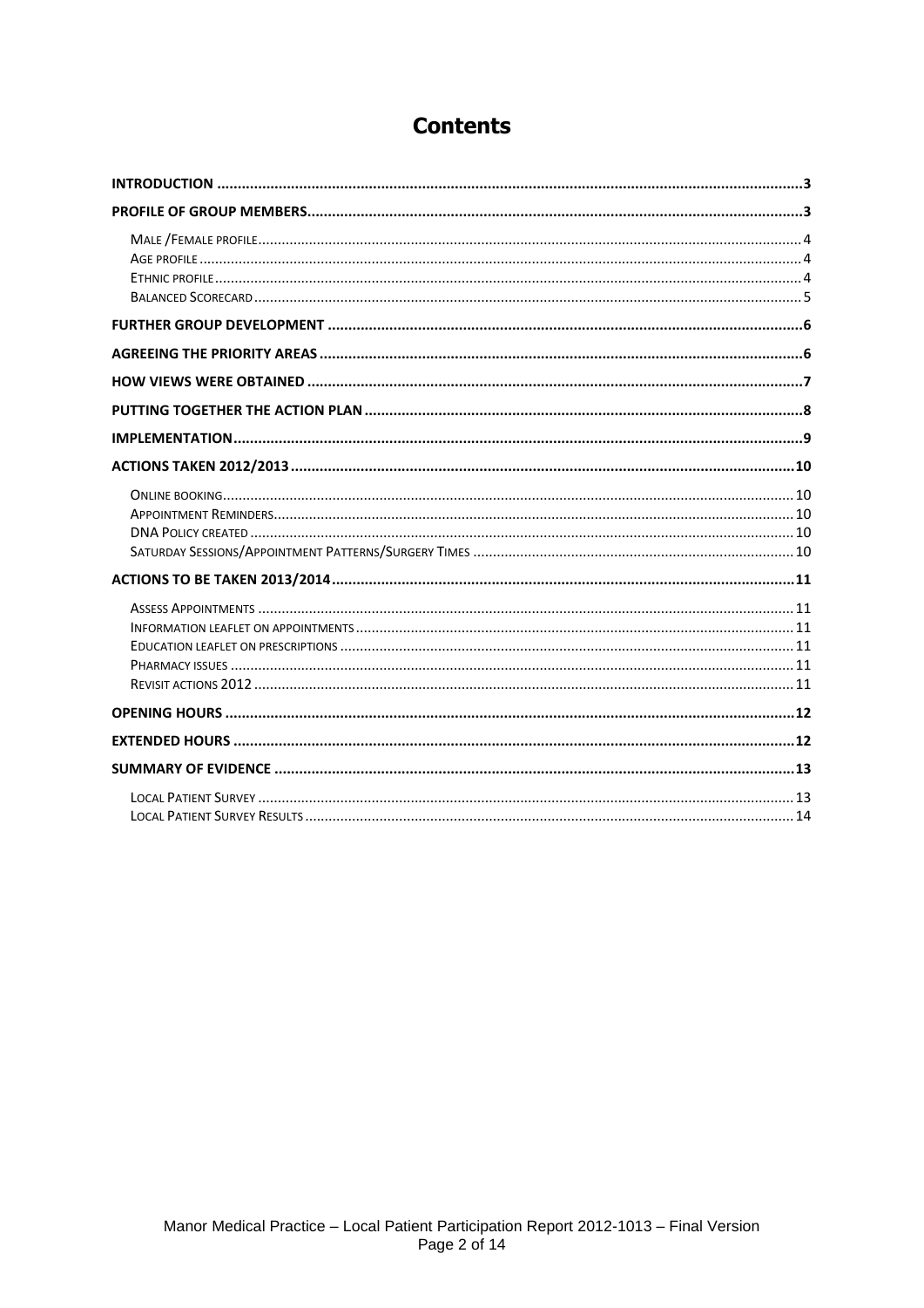# Contents

- **INTRODUCTION** .......... 3
- **PROFILE OF GROUP MEMBERS** .......... 3
  - Male /Female profile .......... 4
  - Age profile .......... 4
  - Ethnic profile .......... 4
  - Balanced Scorecard .......... 5
- **FURTHER GROUP DEVELOPMENT** .......... 6
- **AGREEING THE PRIORITY AREAS** .......... 6
- **HOW VIEWS WERE OBTAINED** .......... 7
- **PUTTING TOGETHER THE ACTION PLAN** .......... 8
- **IMPLEMENTATION** .......... 9
- **ACTIONS TAKEN 2012/2013** .......... 10
  - Online booking .......... 10
  - Appointment Reminders .......... 10
  - DNA Policy created .......... 10
  - Saturday Sessions/Appointment Patterns/Surgery Times .......... 10
- **ACTIONS TO BE TAKEN 2013/2014** .......... 11
  - Assess Appointments .......... 11
  - Information leaflet on appointments .......... 11
  - Education leaflet on prescriptions .......... 11
  - Pharmacy issues .......... 11
  - Revisit actions 2012 .......... 11
- **OPENING HOURS** .......... 12
- **EXTENDED HOURS** .......... 12
- **SUMMARY OF EVIDENCE** .......... 13
  - Local Patient Survey .......... 13
  - Local Patient Survey Results .......... 14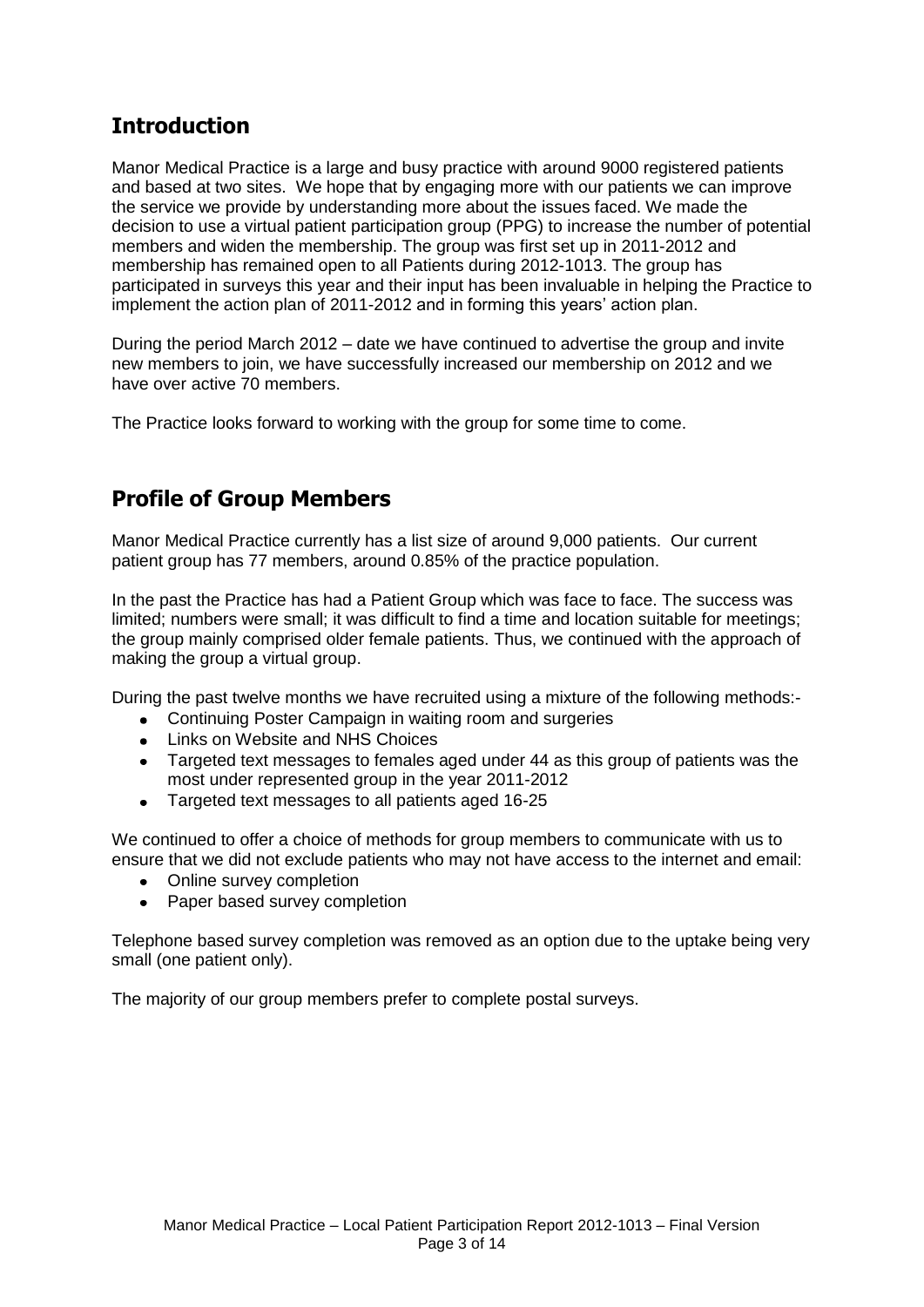## Introduction

Manor Medical Practice is a large and busy practice with around 9000 registered patients and based at two sites. We hope that by engaging more with our patients we can improve the service we provide by understanding more about the issues faced. We made the decision to use a virtual patient participation group (PPG) to increase the number of potential members and widen the membership. The group was first set up in 2011-2012 and membership has remained open to all Patients during 2012-1013. The group has participated in surveys this year and their input has been invaluable in helping the Practice to implement the action plan of 2011-2012 and in forming this years' action plan.

During the period March 2012 – date we have continued to advertise the group and invite new members to join, we have successfully increased our membership on 2012 and we have over active 70 members.

The Practice looks forward to working with the group for some time to come.

## Profile of Group Members

Manor Medical Practice currently has a list size of around 9,000 patients. Our current patient group has 77 members, around 0.85% of the practice population.

In the past the Practice has had a Patient Group which was face to face. The success was limited; numbers were small; it was difficult to find a time and location suitable for meetings; the group mainly comprised older female patients. Thus, we continued with the approach of making the group a virtual group.

During the past twelve months we have recruited using a mixture of the following methods:-

- Continuing Poster Campaign in waiting room and surgeries
- Links on Website and NHS Choices
- Targeted text messages to females aged under 44 as this group of patients was the most under represented group in the year 2011-2012
- Targeted text messages to all patients aged 16-25

We continued to offer a choice of methods for group members to communicate with us to ensure that we did not exclude patients who may not have access to the internet and email:

- Online survey completion
- Paper based survey completion

Telephone based survey completion was removed as an option due to the uptake being very small (one patient only).

The majority of our group members prefer to complete postal surveys.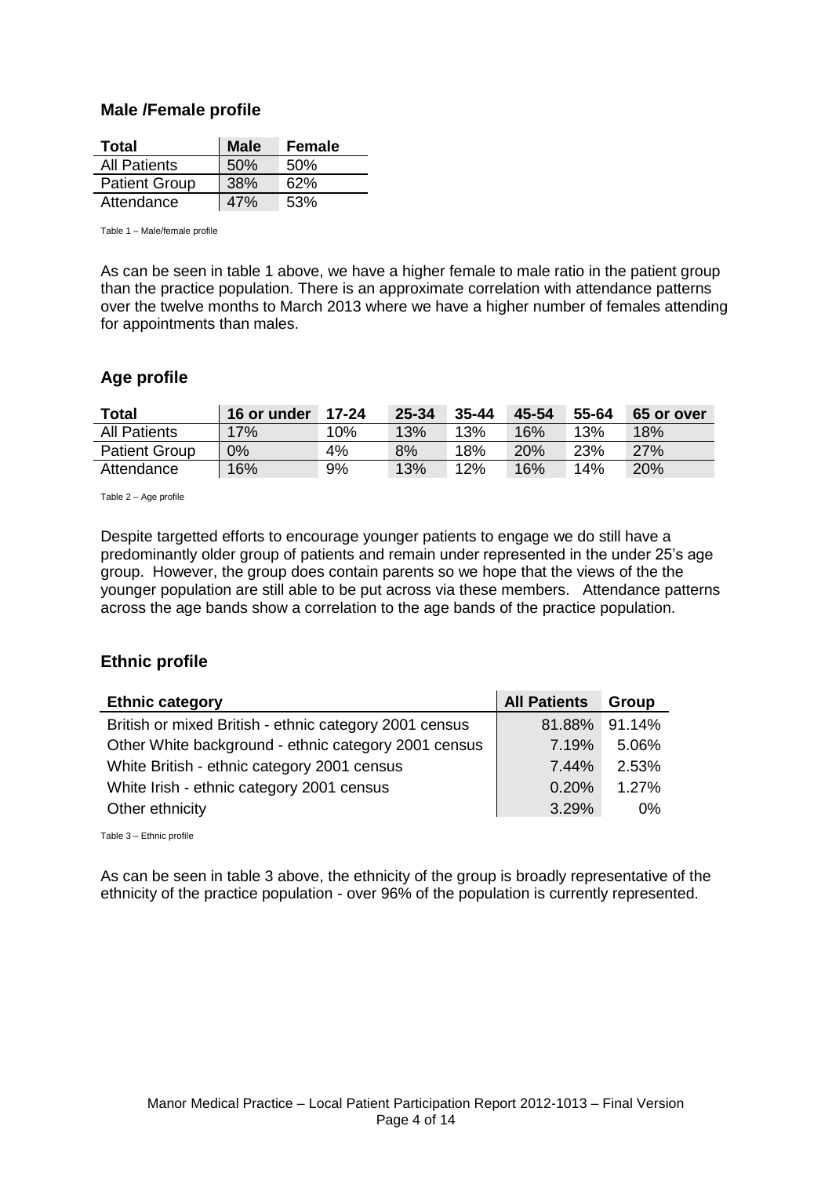## Male /Female profile

| Total | Male | Female |
|---|---|---|
| All Patients | 50% | 50% |
| Patient Group | 38% | 62% |
| Attendance | 47% | 53% |

Table 1 – Male/female profile

As can be seen in table 1 above, we have a higher female to male ratio in the patient group than the practice population. There is an approximate correlation with attendance patterns over the twelve months to March 2013 where we have a higher number of females attending for appointments than males.

## Age profile

| Total | 16 or under | 17-24 | 25-34 | 35-44 | 45-54 | 55-64 | 65 or over |
|---|---|---|---|---|---|---|---|
| All Patients | 17% | 10% | 13% | 13% | 16% | 13% | 18% |
| Patient Group | 0% | 4% | 8% | 18% | 20% | 23% | 27% |
| Attendance | 16% | 9% | 13% | 12% | 16% | 14% | 20% |

Table 2 – Age profile

Despite targetted efforts to encourage younger patients to engage we do still have a predominantly older group of patients and remain under represented in the under 25's age group. However, the group does contain parents so we hope that the views of the the younger population are still able to be put across via these members. Attendance patterns across the age bands show a correlation to the age bands of the practice population.

## Ethnic profile

| Ethnic category | All Patients | Group |
|---|---|---|
| British or mixed British - ethnic category 2001 census | 81.88% | 91.14% |
| Other White background - ethnic category 2001 census | 7.19% | 5.06% |
| White British - ethnic category 2001 census | 7.44% | 2.53% |
| White Irish - ethnic category 2001 census | 0.20% | 1.27% |
| Other ethnicity | 3.29% | 0% |

Table 3 – Ethnic profile

As can be seen in table 3 above, the ethnicity of the group is broadly representative of the ethnicity of the practice population - over 96% of the population is currently represented.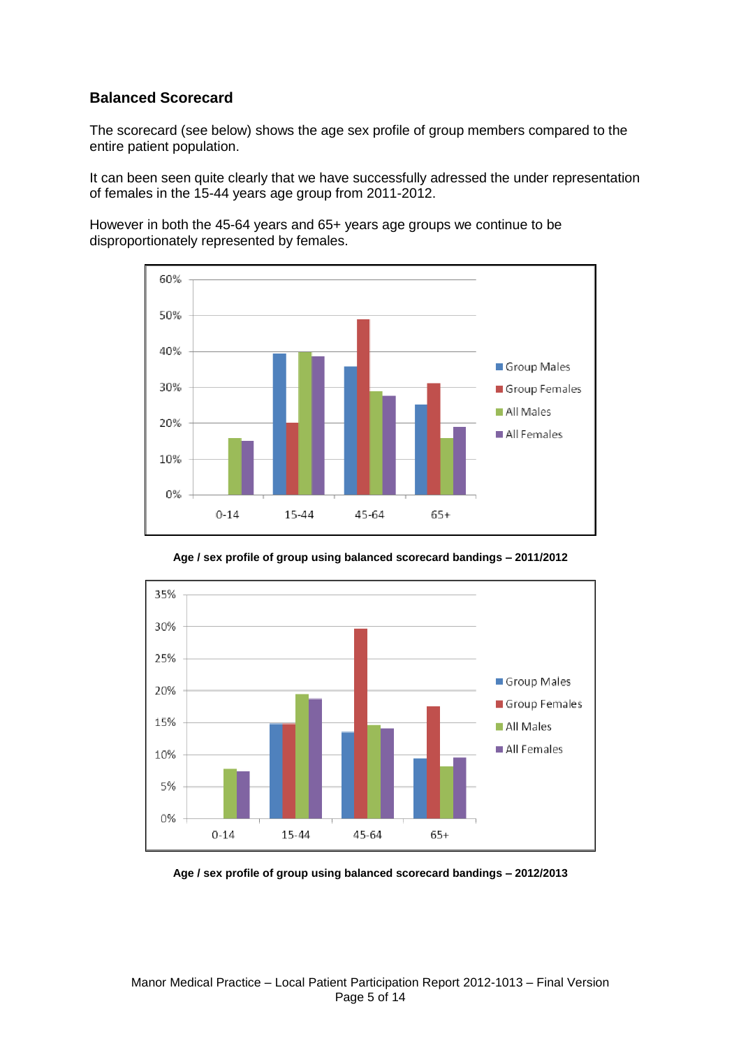## Balanced Scorecard

The scorecard (see below) shows the age sex profile of group members compared to the entire patient population.

It can been seen quite clearly that we have successfully adressed the under representation of females in the 15-44 years age group from 2011-2012.

However in both the 45-64 years and 65+ years age groups we continue to be disproportionately represented by females.

**Age / sex profile of group using balanced scorecard bandings – 2011/2012**

**Age / sex profile of group using balanced scorecard bandings – 2012/2013**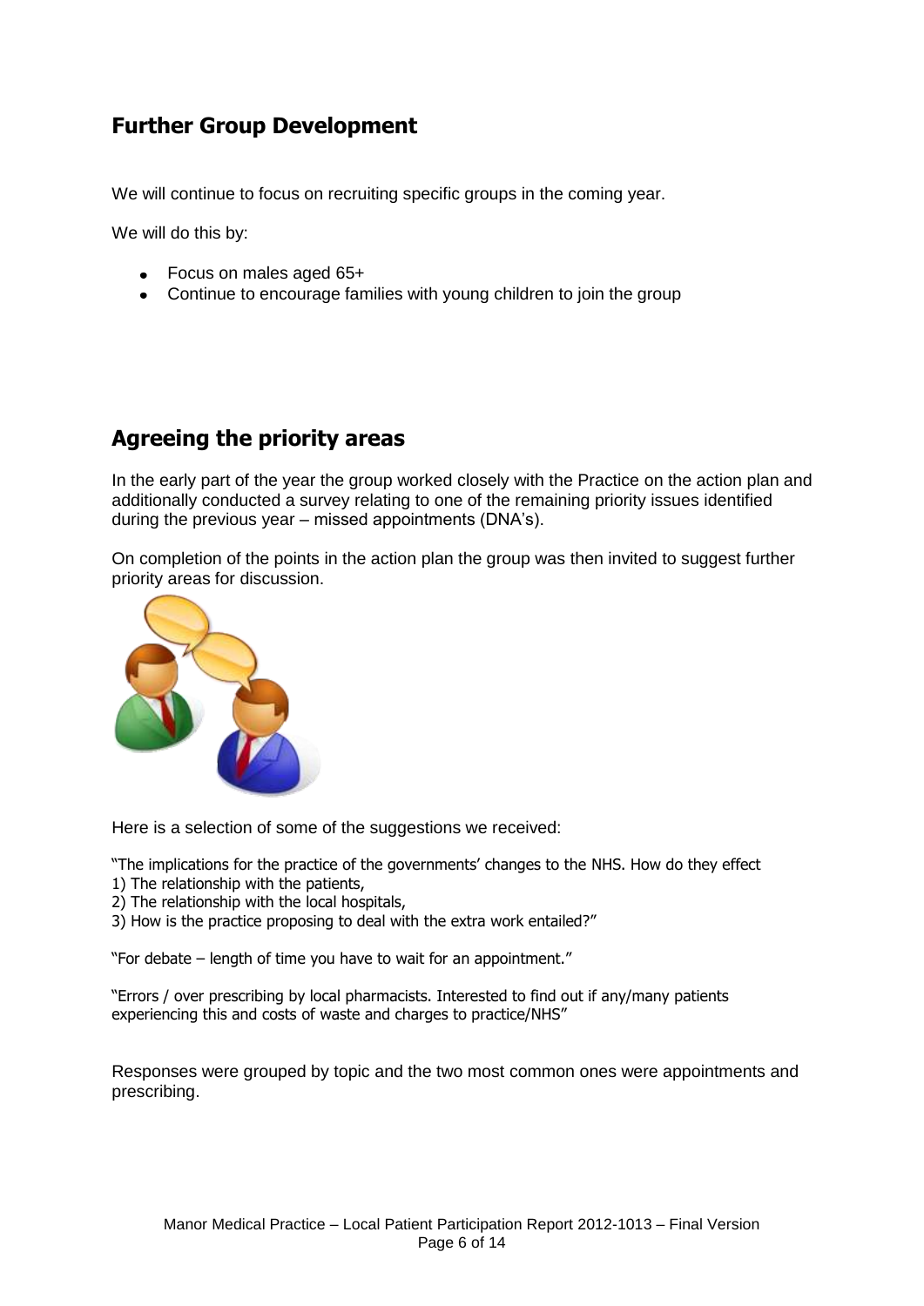## Further Group Development

We will continue to focus on recruiting specific groups in the coming year.

We will do this by:

- Focus on males aged 65+
- Continue to encourage families with young children to join the group

## Agreeing the priority areas

In the early part of the year the group worked closely with the Practice on the action plan and additionally conducted a survey relating to one of the remaining priority issues identified during the previous year – missed appointments (DNA's).

On completion of the points in the action plan the group was then invited to suggest further priority areas for discussion.

Here is a selection of some of the suggestions we received:

"The implications for the practice of the governments' changes to the NHS. How do they effect
1) The relationship with the patients,
2) The relationship with the local hospitals,
3) How is the practice proposing to deal with the extra work entailed?"

"For debate – length of time you have to wait for an appointment."

"Errors / over prescribing by local pharmacists. Interested to find out if any/many patients experiencing this and costs of waste and charges to practice/NHS"

Responses were grouped by topic and the two most common ones were appointments and prescribing.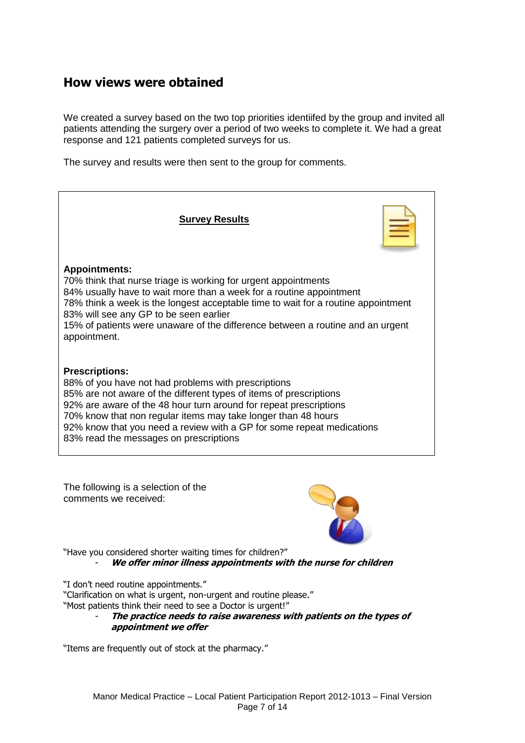## How views were obtained

We created a survey based on the two top priorities identiifed by the group and invited all patients attending the surgery over a period of two weeks to complete it. We had a great response and 121 patients completed surveys for us.

The survey and results were then sent to the group for comments.

**Survey Results**

**Appointments:**

70% think that nurse triage is working for urgent appointments
84% usually have to wait more than a week for a routine appointment
78% think a week is the longest acceptable time to wait for a routine appointment
83% will see any GP to be seen earlier
15% of patients were unaware of the difference between a routine and an urgent appointment.

**Prescriptions:**

88% of you have not had problems with prescriptions
85% are not aware of the different types of items of prescriptions
92% are aware of the 48 hour turn around for repeat prescriptions
70% know that non regular items may take longer than 48 hours
92% know that you need a review with a GP for some repeat medications
83% read the messages on prescriptions

The following is a selection of the comments we received:

"Have you considered shorter waiting times for children?"

- ***We offer minor illness appointments with the nurse for children***

"I don't need routine appointments."
"Clarification on what is urgent, non-urgent and routine please."
"Most patients think their need to see a Doctor is urgent!"

- ***The practice needs to raise awareness with patients on the types of appointment we offer***

"Items are frequently out of stock at the pharmacy."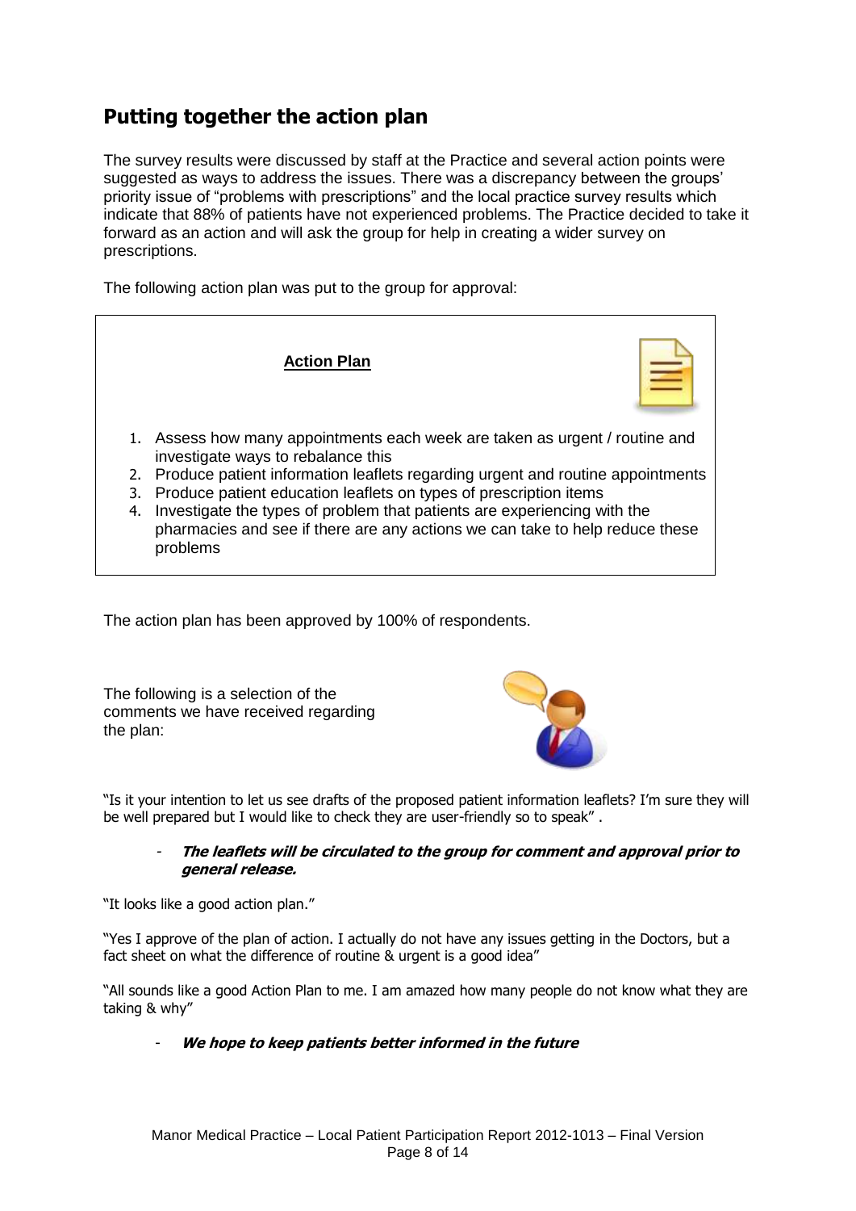## Putting together the action plan

The survey results were discussed by staff at the Practice and several action points were suggested as ways to address the issues. There was a discrepancy between the groups' priority issue of "problems with prescriptions" and the local practice survey results which indicate that 88% of patients have not experienced problems. The Practice decided to take it forward as an action and will ask the group for help in creating a wider survey on prescriptions.

The following action plan was put to the group for approval:

**Action Plan**

1. Assess how many appointments each week are taken as urgent / routine and investigate ways to rebalance this
2. Produce patient information leaflets regarding urgent and routine appointments
3. Produce patient education leaflets on types of prescription items
4. Investigate the types of problem that patients are experiencing with the pharmacies and see if there are any actions we can take to help reduce these problems

The action plan has been approved by 100% of respondents.

The following is a selection of the comments we have received regarding the plan:

"Is it your intention to let us see drafts of the proposed patient information leaflets? I'm sure they will be well prepared but I would like to check they are user-friendly so to speak" .

- ***The leaflets will be circulated to the group for comment and approval prior to general release.***

"It looks like a good action plan."

"Yes I approve of the plan of action. I actually do not have any issues getting in the Doctors, but a fact sheet on what the difference of routine & urgent is a good idea"

"All sounds like a good Action Plan to me. I am amazed how many people do not know what they are taking & why"

- ***We hope to keep patients better informed in the future***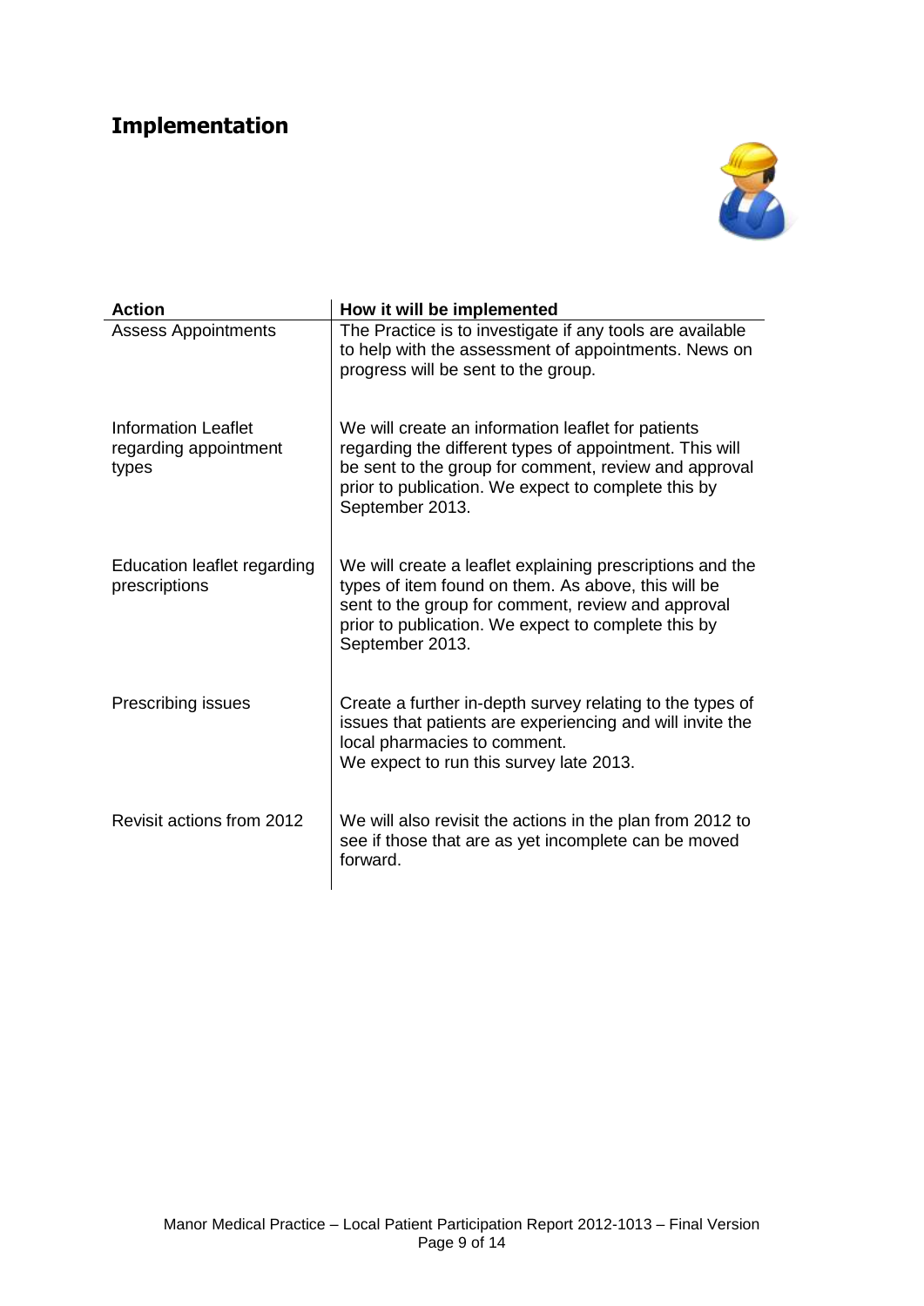# Implementation

| Action | How it will be implemented |
| --- | --- |
| Assess Appointments | The Practice is to investigate if any tools are available to help with the assessment of appointments. News on progress will be sent to the group. |
| Information Leaflet regarding appointment types | We will create an information leaflet for patients regarding the different types of appointment. This will be sent to the group for comment, review and approval prior to publication. We expect to complete this by September 2013. |
| Education leaflet regarding prescriptions | We will create a leaflet explaining prescriptions and the types of item found on them. As above, this will be sent to the group for comment, review and approval prior to publication. We expect to complete this by September 2013. |
| Prescribing issues | Create a further in-depth survey relating to the types of issues that patients are experiencing and will invite the local pharmacies to comment. We expect to run this survey late 2013. |
| Revisit actions from 2012 | We will also revisit the actions in the plan from 2012 to see if those that are as yet incomplete can be moved forward. |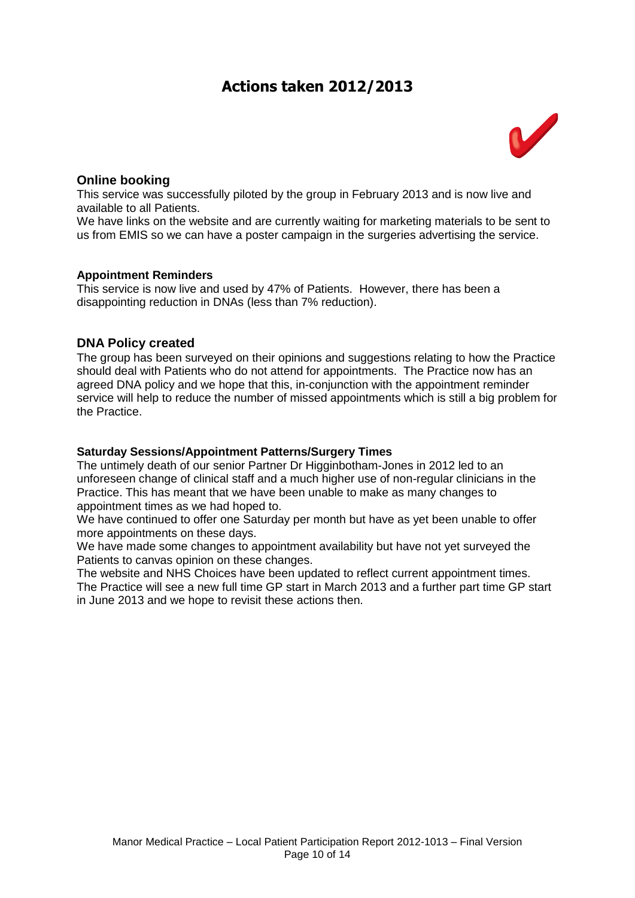# Actions taken 2012/2013

## Online booking

This service was successfully piloted by the group in February 2013 and is now live and available to all Patients.

We have links on the website and are currently waiting for marketing materials to be sent to us from EMIS so we can have a poster campaign in the surgeries advertising the service.

### Appointment Reminders

This service is now live and used by 47% of Patients. However, there has been a disappointing reduction in DNAs (less than 7% reduction).

## DNA Policy created

The group has been surveyed on their opinions and suggestions relating to how the Practice should deal with Patients who do not attend for appointments. The Practice now has an agreed DNA policy and we hope that this, in-conjunction with the appointment reminder service will help to reduce the number of missed appointments which is still a big problem for the Practice.

### Saturday Sessions/Appointment Patterns/Surgery Times

The untimely death of our senior Partner Dr Higginbotham-Jones in 2012 led to an unforeseen change of clinical staff and a much higher use of non-regular clinicians in the Practice. This has meant that we have been unable to make as many changes to appointment times as we had hoped to.

We have continued to offer one Saturday per month but have as yet been unable to offer more appointments on these days.

We have made some changes to appointment availability but have not yet surveyed the Patients to canvas opinion on these changes.

The website and NHS Choices have been updated to reflect current appointment times.

The Practice will see a new full time GP start in March 2013 and a further part time GP start in June 2013 and we hope to revisit these actions then.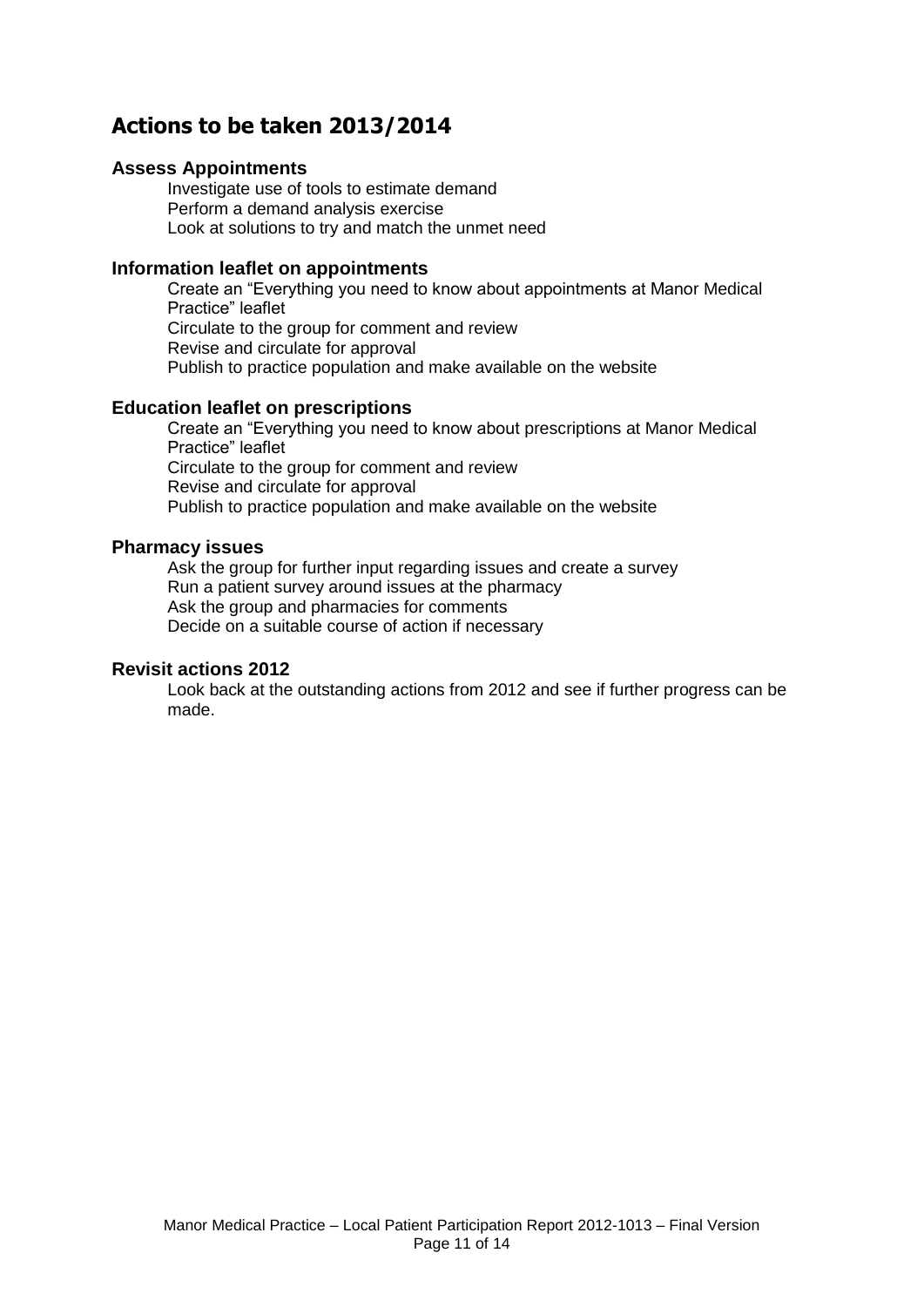## Actions to be taken 2013/2014

### Assess Appointments

Investigate use of tools to estimate demand
Perform a demand analysis exercise
Look at solutions to try and match the unmet need

### Information leaflet on appointments

Create an "Everything you need to know about appointments at Manor Medical Practice" leaflet
Circulate to the group for comment and review
Revise and circulate for approval
Publish to practice population and make available on the website

### Education leaflet on prescriptions

Create an "Everything you need to know about prescriptions at Manor Medical Practice" leaflet
Circulate to the group for comment and review
Revise and circulate for approval
Publish to practice population and make available on the website

### Pharmacy issues

Ask the group for further input regarding issues and create a survey
Run a patient survey around issues at the pharmacy
Ask the group and pharmacies for comments
Decide on a suitable course of action if necessary

### Revisit actions 2012

Look back at the outstanding actions from 2012 and see if further progress can be made.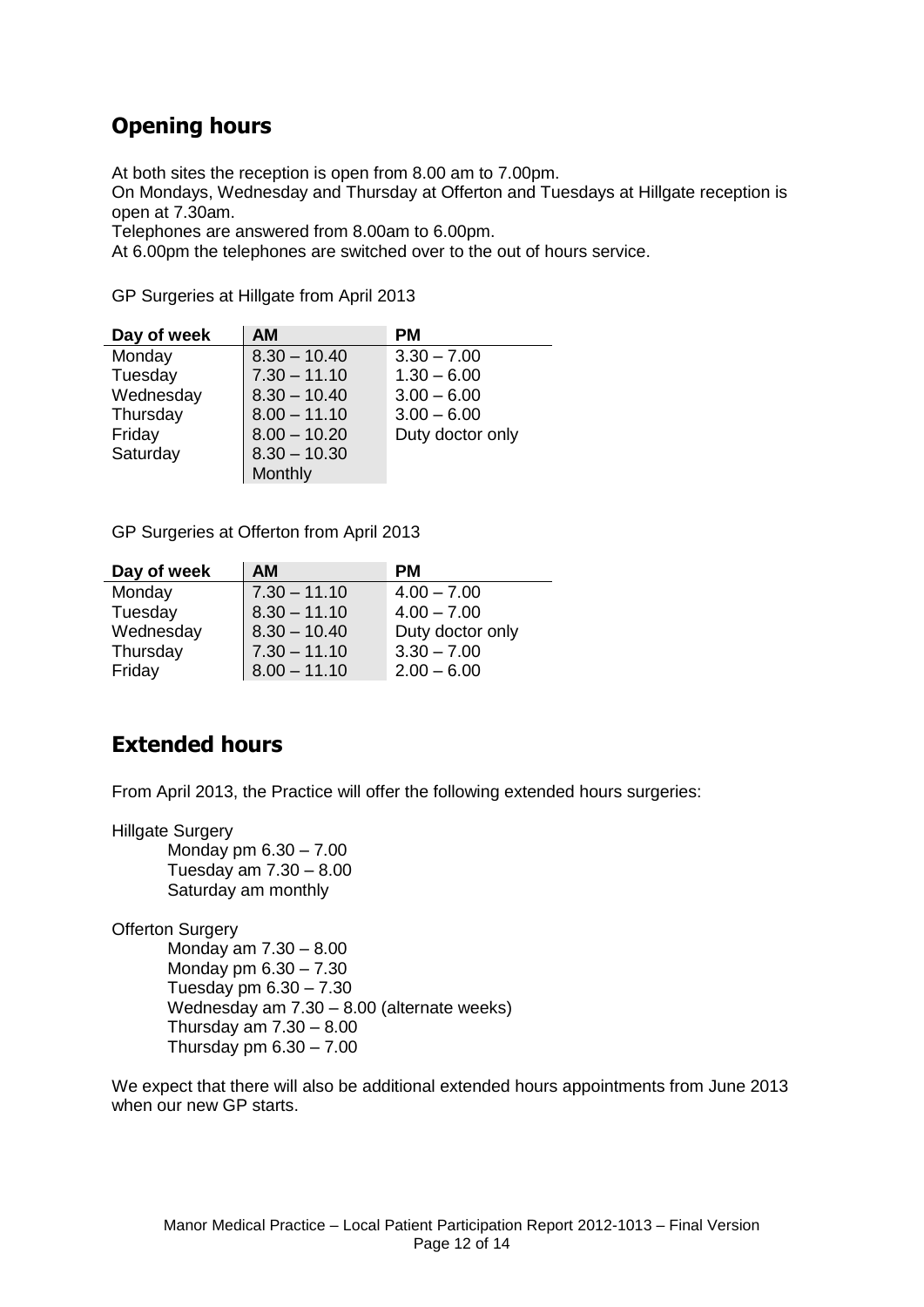## Opening hours

At both sites the reception is open from 8.00 am to 7.00pm.
On Mondays, Wednesday and Thursday at Offerton and Tuesdays at Hillgate reception is open at 7.30am.
Telephones are answered from 8.00am to 6.00pm.
At 6.00pm the telephones are switched over to the out of hours service.

GP Surgeries at Hillgate from April 2013

| Day of week | AM | PM |
|---|---|---|
| Monday | 8.30 – 10.40 | 3.30 – 7.00 |
| Tuesday | 7.30 – 11.10 | 1.30 – 6.00 |
| Wednesday | 8.30 – 10.40 | 3.00 – 6.00 |
| Thursday | 8.00 – 11.10 | 3.00 – 6.00 |
| Friday | 8.00 – 10.20 | Duty doctor only |
| Saturday | 8.30 – 10.30 Monthly | |

GP Surgeries at Offerton from April 2013

| Day of week | AM | PM |
|---|---|---|
| Monday | 7.30 – 11.10 | 4.00 – 7.00 |
| Tuesday | 8.30 – 11.10 | 4.00 – 7.00 |
| Wednesday | 8.30 – 10.40 | Duty doctor only |
| Thursday | 7.30 – 11.10 | 3.30 – 7.00 |
| Friday | 8.00 – 11.10 | 2.00 – 6.00 |

## Extended hours

From April 2013, the Practice will offer the following extended hours surgeries:

Hillgate Surgery
- Monday pm 6.30 – 7.00
- Tuesday am 7.30 – 8.00
- Saturday am monthly

Offerton Surgery
- Monday am 7.30 – 8.00
- Monday pm 6.30 – 7.30
- Tuesday pm 6.30 – 7.30
- Wednesday am 7.30 – 8.00 (alternate weeks)
- Thursday am 7.30 – 8.00
- Thursday pm 6.30 – 7.00

We expect that there will also be additional extended hours appointments from June 2013 when our new GP starts.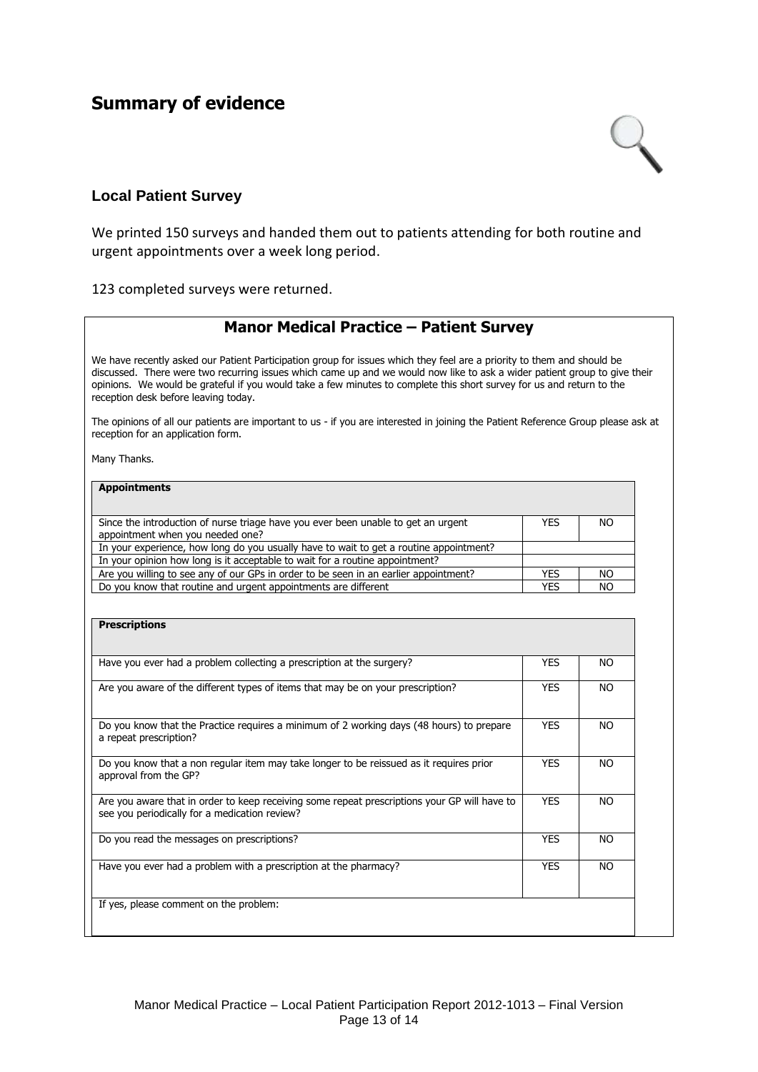# Summary of evidence

### Local Patient Survey

We printed 150 surveys and handed them out to patients attending for both routine and urgent appointments over a week long period.

123 completed surveys were returned.

## Manor Medical Practice – Patient Survey

We have recently asked our Patient Participation group for issues which they feel are a priority to them and should be discussed. There were two recurring issues which came up and we would now like to ask a wider patient group to give their opinions. We would be grateful if you would take a few minutes to complete this short survey for us and return to the reception desk before leaving today.

The opinions of all our patients are important to us - if you are interested in joining the Patient Reference Group please ask at reception for an application form.

Many Thanks.

| **Appointments** | | |
|---|---|---|
| Since the introduction of nurse triage have you ever been unable to get an urgent appointment when you needed one? | YES | NO |
| In your experience, how long do you usually have to wait to get a routine appointment? | | |
| In your opinion how long is it acceptable to wait for a routine appointment? | | |
| Are you willing to see any of our GPs in order to be seen in an earlier appointment? | YES | NO |
| Do you know that routine and urgent appointments are different | YES | NO |

| **Prescriptions** | | |
|---|---|---|
| Have you ever had a problem collecting a prescription at the surgery? | YES | NO |
| Are you aware of the different types of items that may be on your prescription? | YES | NO |
| Do you know that the Practice requires a minimum of 2 working days (48 hours) to prepare a repeat prescription? | YES | NO |
| Do you know that a non regular item may take longer to be reissued as it requires prior approval from the GP? | YES | NO |
| Are you aware that in order to keep receiving some repeat prescriptions your GP will have to see you periodically for a medication review? | YES | NO |
| Do you read the messages on prescriptions? | YES | NO |
| Have you ever had a problem with a prescription at the pharmacy? | YES | NO |
| If yes, please comment on the problem: | | |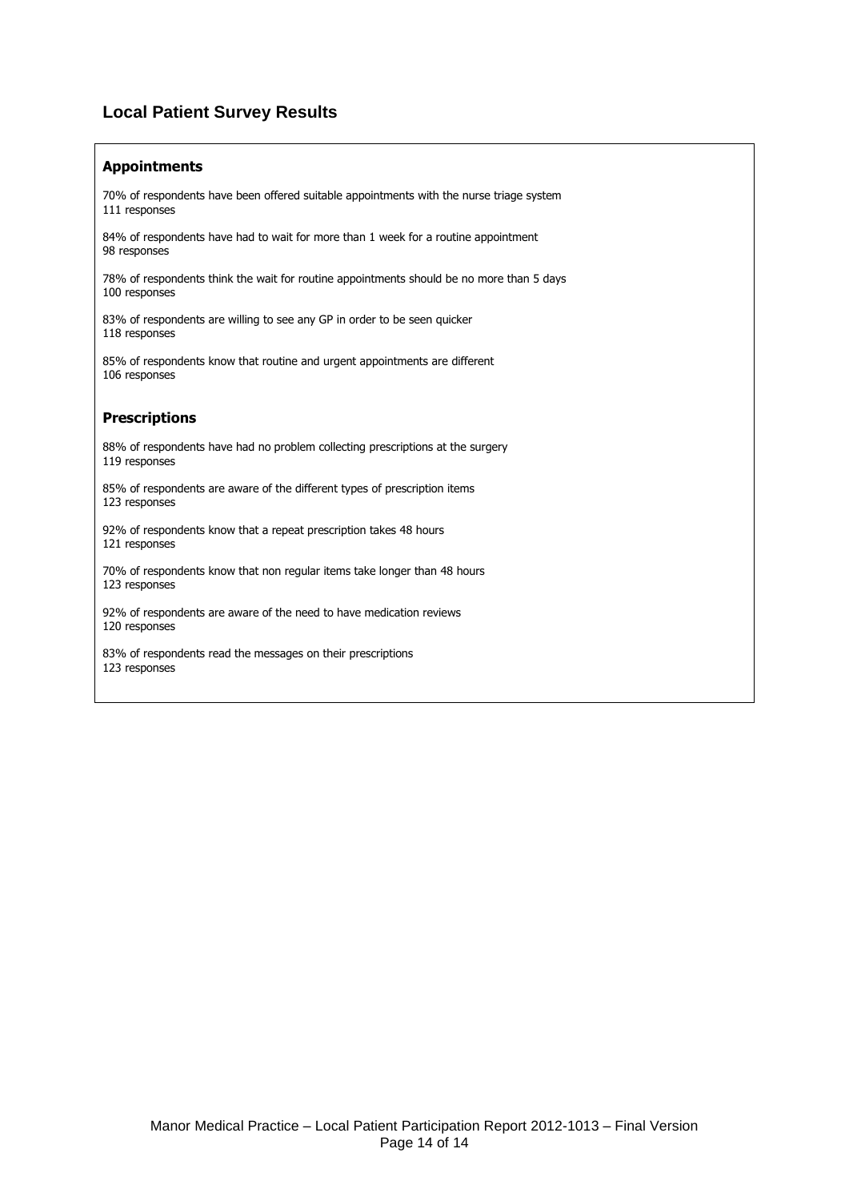## Local Patient Survey Results

### Appointments

70% of respondents have been offered suitable appointments with the nurse triage system
111 responses

84% of respondents have had to wait for more than 1 week for a routine appointment
98 responses

78% of respondents think the wait for routine appointments should be no more than 5 days
100 responses

83% of respondents are willing to see any GP in order to be seen quicker
118 responses

85% of respondents know that routine and urgent appointments are different
106 responses

### Prescriptions

88% of respondents have had no problem collecting prescriptions at the surgery
119 responses

85% of respondents are aware of the different types of prescription items
123 responses

92% of respondents know that a repeat prescription takes 48 hours
121 responses

70% of respondents know that non regular items take longer than 48 hours
123 responses

92% of respondents are aware of the need to have medication reviews
120 responses

83% of respondents read the messages on their prescriptions
123 responses